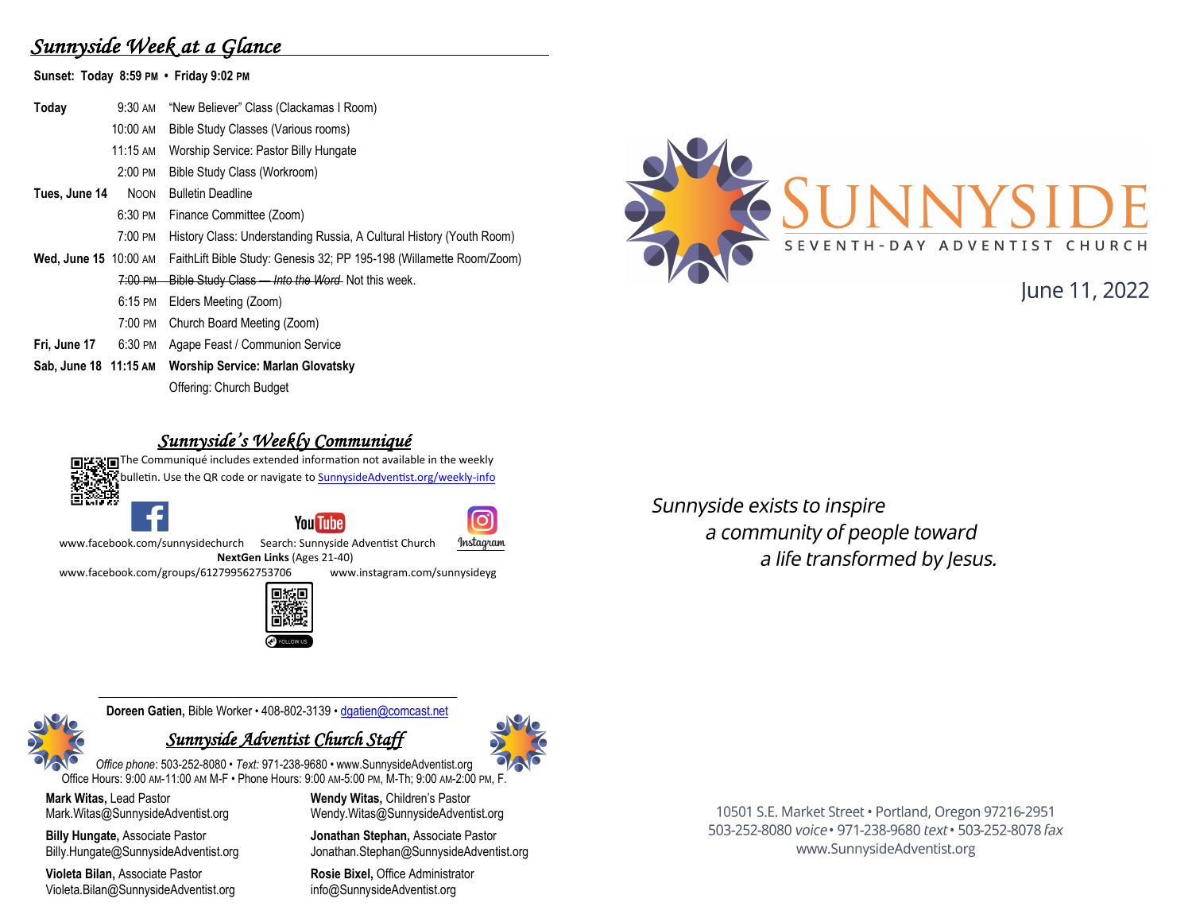## *Sunnyside Week at a Glance*

**Sunset: Today 8:59 PM • Friday 9:02 PM**

| | | |
|---|---|---|
| **Today** | 9:30 AM | "New Believer" Class (Clackamas I Room) |
| | 10:00 AM | Bible Study Classes (Various rooms) |
| | 11:15 AM | Worship Service: Pastor Billy Hungate |
| | 2:00 PM | Bible Study Class (Workroom) |
| **Tues, June 14** | NOON | Bulletin Deadline |
| | 6:30 PM | Finance Committee (Zoom) |
| | 7:00 PM | History Class: Understanding Russia, A Cultural History (Youth Room) |
| **Wed, June 15** | 10:00 AM | FaithLift Bible Study: Genesis 32; PP 195-198 (Willamette Room/Zoom) |
| | ~~7:00 PM~~ | ~~Bible Study Class — *Into the Word*~~ Not this week. |
| | 6:15 PM | Elders Meeting (Zoom) |
| | 7:00 PM | Church Board Meeting (Zoom) |
| **Fri, June 17** | 6:30 PM | Agape Feast / Communion Service |
| **Sab, June 18** | **11:15 AM** | **Worship Service: Marlan Glovatsky** |
| | | Offering: Church Budget |

## *Sunnyside's Weekly Communiqué*

The Communiqué includes extended information not available in the weekly bulletin. Use the QR code or navigate to SunnysideAdventist.org/weekly-info

www.facebook.com/sunnysidechurch   Search: Sunnyside Adventist Church   Instagram

**NextGen Links** (Ages 21-40)

www.facebook.com/groups/612799562753706   www.instagram.com/sunnysideyg

FOLLOW US

**Doreen Gatien,** Bible Worker • 408-802-3139 • dgatien@comcast.net

## *Sunnyside Adventist Church Staff*

*Office phone*: 503-252-8080 • *Text:* 971-238-9680 • www.SunnysideAdventist.org
Office Hours: 9:00 AM-11:00 AM M-F • Phone Hours: 9:00 AM-5:00 PM, M-Th; 9:00 AM-2:00 PM, F.

**Mark Witas,** Lead Pastor
Mark.Witas@SunnysideAdventist.org

**Billy Hungate,** Associate Pastor
Billy.Hungate@SunnysideAdventist.org

**Violeta Bilan,** Associate Pastor
Violeta.Bilan@SunnysideAdventist.org

**Wendy Witas,** Children's Pastor
Wendy.Witas@SunnysideAdventist.org

**Jonathan Stephan,** Associate Pastor
Jonathan.Stephan@SunnysideAdventist.org

**Rosie Bixel,** Office Administrator
info@SunnysideAdventist.org

# SUNNYSIDE
SEVENTH-DAY ADVENTIST CHURCH

June 11, 2022

*Sunnyside exists to inspire*
*a community of people toward*
*a life transformed by Jesus.*

10501 S.E. Market Street • Portland, Oregon 97216-2951
503-252-8080 *voice* • 971-238-9680 *text* • 503-252-8078 *fax*
www.SunnysideAdventist.org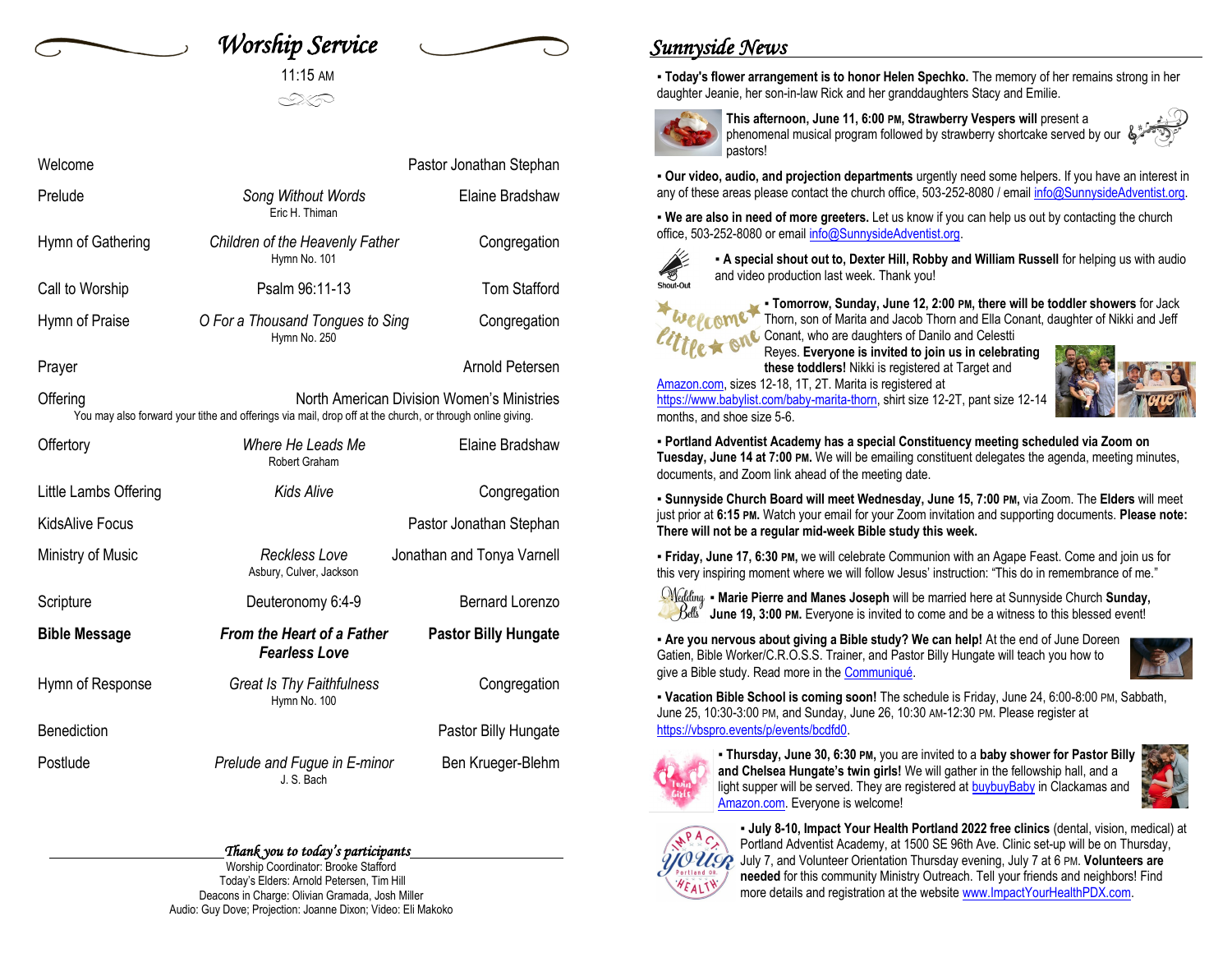# Worship Service

11:15 AM

| | | |
|---|---|---|
| Welcome | | Pastor Jonathan Stephan |
| Prelude | *Song Without Words* Eric H. Thiman | Elaine Bradshaw |
| Hymn of Gathering | *Children of the Heavenly Father* Hymn No. 101 | Congregation |
| Call to Worship | Psalm 96:11-13 | Tom Stafford |
| Hymn of Praise | *O For a Thousand Tongues to Sing* Hymn No. 250 | Congregation |
| Prayer | | Arnold Petersen |
| Offering | | North American Division Women's Ministries |
| Offertory | *Where He Leads Me* Robert Graham | Elaine Bradshaw |
| Little Lambs Offering | *Kids Alive* | Congregation |
| KidsAlive Focus | | Pastor Jonathan Stephan |
| Ministry of Music | *Reckless Love* Asbury, Culver, Jackson | Jonathan and Tonya Varnell |
| Scripture | Deuteronomy 6:4-9 | Bernard Lorenzo |
| **Bible Message** | ***From the Heart of a Father Fearless Love*** | **Pastor Billy Hungate** |
| Hymn of Response | *Great Is Thy Faithfulness* Hymn No. 100 | Congregation |
| Benediction | | Pastor Billy Hungate |
| Postlude | *Prelude and Fugue in E-minor* J. S. Bach | Ben Krueger-Blehm |

You may also forward your tithe and offerings via mail, drop off at the church, or through online giving.

*Thank you to today's participants*

Worship Coordinator: Brooke Stafford
Today's Elders: Arnold Petersen, Tim Hill
Deacons in Charge: Olivian Gramada, Josh Miller
Audio: Guy Dove; Projection: Joanne Dixon; Video: Eli Makoko

# Sunnyside News

▪ **Today's flower arrangement is to honor Helen Spechko.** The memory of her remains strong in her daughter Jeanie, her son-in-law Rick and her granddaughters Stacy and Emilie.

**This afternoon, June 11, 6:00 PM, Strawberry Vespers will** present a phenomenal musical program followed by strawberry shortcake served by our pastors!

▪ **Our video, audio, and projection departments** urgently need some helpers. If you have an interest in any of these areas please contact the church office, 503-252-8080 / email info@SunnysideAdventist.org.

▪ **We are also in need of more greeters.** Let us know if you can help us out by contacting the church office, 503-252-8080 or email info@SunnysideAdventist.org.

▪ **A special shout out to, Dexter Hill, Robby and William Russell** for helping us with audio and video production last week. Thank you!

▪ **Tomorrow, Sunday, June 12, 2:00 PM, there will be toddler showers** for Jack Thorn, son of Marita and Jacob Thorn and Ella Conant, daughter of Nikki and Jeff Conant, who are daughters of Danilo and Celestti Reyes. **Everyone is invited to join us in celebrating these toddlers!** Nikki is registered at Target and Amazon.com, sizes 12-18, 1T, 2T. Marita is registered at https://www.babylist.com/baby-marita-thorn, shirt size 12-2T, pant size 12-14 months, and shoe size 5-6.

▪ **Portland Adventist Academy has a special Constituency meeting scheduled via Zoom on Tuesday, June 14 at 7:00 PM.** We will be emailing constituent delegates the agenda, meeting minutes, documents, and Zoom link ahead of the meeting date.

▪ **Sunnyside Church Board will meet Wednesday, June 15, 7:00 PM,** via Zoom. The **Elders** will meet just prior at **6:15 PM.** Watch your email for your Zoom invitation and supporting documents. **Please note: There will not be a regular mid-week Bible study this week.**

▪ **Friday, June 17, 6:30 PM,** we will celebrate Communion with an Agape Feast. Come and join us for this very inspiring moment where we will follow Jesus' instruction: "This do in remembrance of me."

▪ **Marie Pierre and Manes Joseph** will be married here at Sunnyside Church **Sunday, June 19, 3:00 PM.** Everyone is invited to come and be a witness to this blessed event!

▪ **Are you nervous about giving a Bible study? We can help!** At the end of June Doreen Gatien, Bible Worker/C.R.O.S.S. Trainer, and Pastor Billy Hungate will teach you how to give a Bible study. Read more in the Communiqué.

▪ **Vacation Bible School is coming soon!** The schedule is Friday, June 24, 6:00-8:00 PM, Sabbath, June 25, 10:30-3:00 PM, and Sunday, June 26, 10:30 AM-12:30 PM. Please register at https://vbspro.events/p/events/bcdfd0.

▪ **Thursday, June 30, 6:30 PM,** you are invited to a **baby shower for Pastor Billy and Chelsea Hungate's twin girls!** We will gather in the fellowship hall, and a light supper will be served. They are registered at buybuyBaby in Clackamas and Amazon.com. Everyone is welcome!

▪ **July 8-10, Impact Your Health Portland 2022 free clinics** (dental, vision, medical) at Portland Adventist Academy, at 1500 SE 96th Ave. Clinic set-up will be on Thursday, July 7, and Volunteer Orientation Thursday evening, July 7 at 6 PM. **Volunteers are needed** for this community Ministry Outreach. Tell your friends and neighbors! Find more details and registration at the website www.ImpactYourHealthPDX.com.